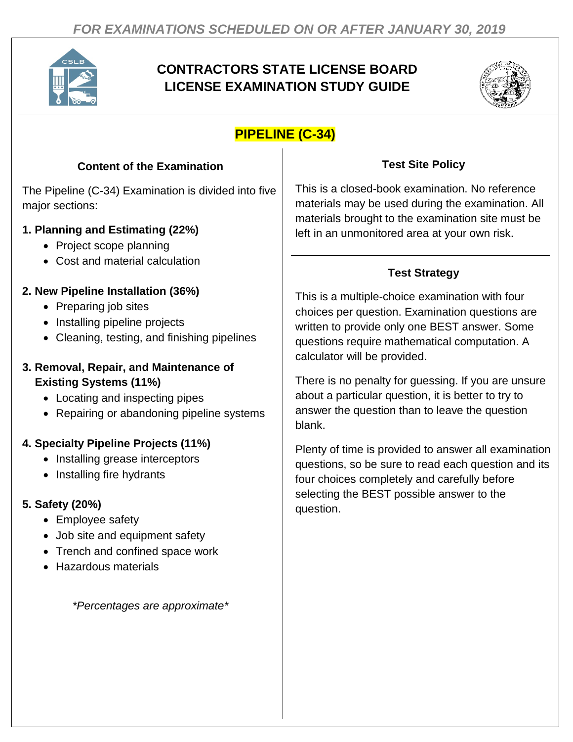*FOR EXAMINATIONS SCHEDULED ON OR AFTER JANUARY 30, 2019*

# CONTRACTORS STATE LICENSE BOARD LICENSE EXAMINATION STUDY GUIDE

## PIPELINE (C-34)

### Content of the Examination

The Pipeline (C-34) Examination is divided into five major sections:

**1. Planning and Estimating (22%)**

- Project scope planning
- Cost and material calculation

**2. New Pipeline Installation (36%)**

- Preparing job sites
- Installing pipeline projects
- Cleaning, testing, and finishing pipelines

**3. Removal, Repair, and Maintenance of Existing Systems (11%)**

- Locating and inspecting pipes
- Repairing or abandoning pipeline systems

**4. Specialty Pipeline Projects (11%)**

- Installing grease interceptors
- Installing fire hydrants

**5. Safety (20%)**

- Employee safety
- Job site and equipment safety
- Trench and confined space work
- Hazardous materials

*\*Percentages are approximate\**

### Test Site Policy

This is a closed-book examination. No reference materials may be used during the examination. All materials brought to the examination site must be left in an unmonitored area at your own risk.

### Test Strategy

This is a multiple-choice examination with four choices per question. Examination questions are written to provide only one BEST answer. Some questions require mathematical computation. A calculator will be provided.

There is no penalty for guessing. If you are unsure about a particular question, it is better to try to answer the question than to leave the question blank.

Plenty of time is provided to answer all examination questions, so be sure to read each question and its four choices completely and carefully before selecting the BEST possible answer to the question.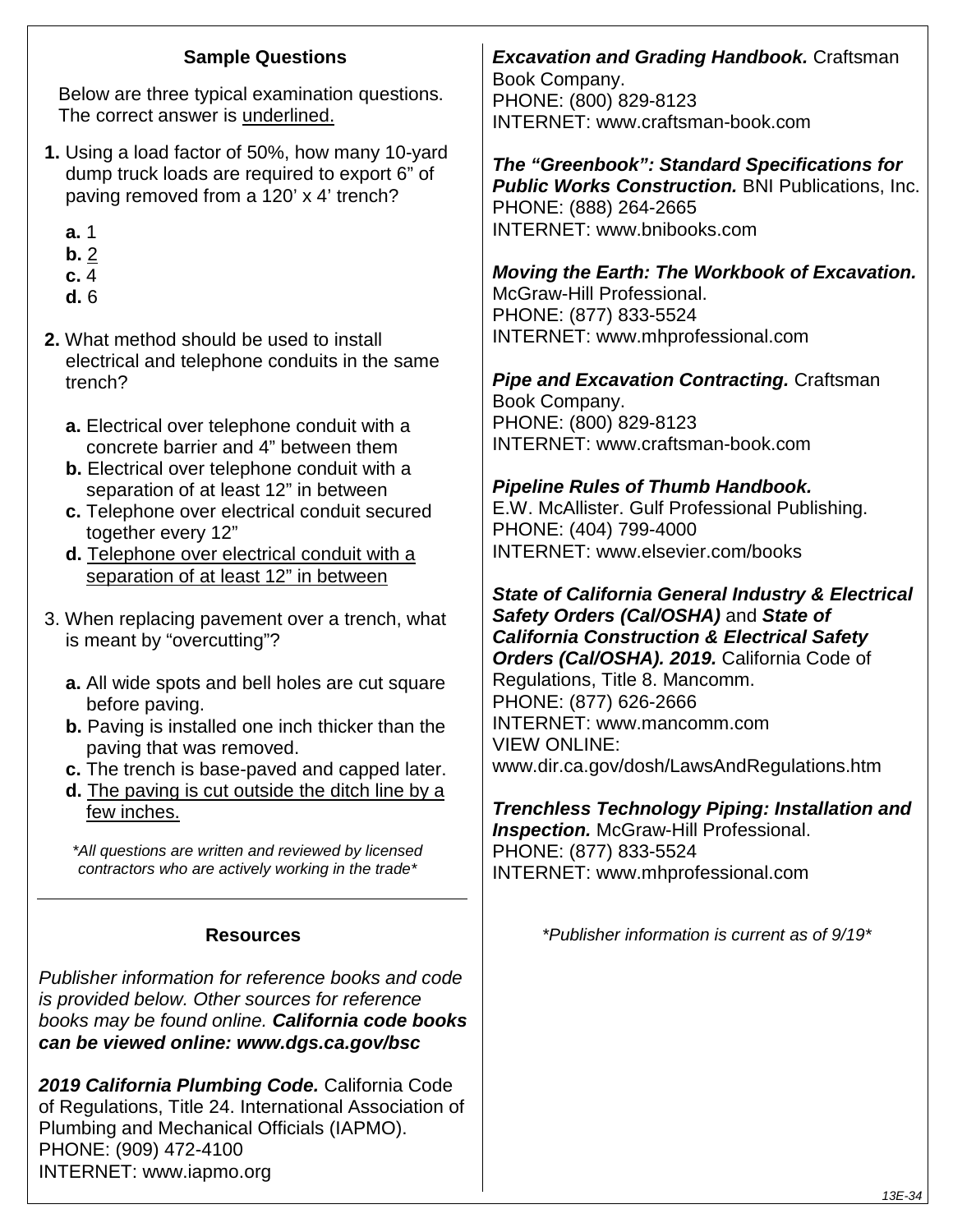## Sample Questions

Below are three typical examination questions. The correct answer is <u>underlined.</u>

**1.** Using a load factor of 50%, how many 10-yard dump truck loads are required to export 6" of paving removed from a 120' x 4' trench?

- **a.** 1
- **b.** <u>2</u>
- **c.** 4
- **d.** 6

**2.** What method should be used to install electrical and telephone conduits in the same trench?

- **a.** Electrical over telephone conduit with a concrete barrier and 4" between them
- **b.** Electrical over telephone conduit with a separation of at least 12" in between
- **c.** Telephone over electrical conduit secured together every 12"
- **d.** <u>Telephone over electrical conduit with a separation of at least 12" in between</u>

3. When replacing pavement over a trench, what is meant by "overcutting"?

- **a.** All wide spots and bell holes are cut square before paving.
- **b.** Paving is installed one inch thicker than the paving that was removed.
- **c.** The trench is base-paved and capped later.
- **d.** <u>The paving is cut outside the ditch line by a few inches.</u>

*\*All questions are written and reviewed by licensed contractors who are actively working in the trade\**

## Resources

*Publisher information for reference books and code is provided below. Other sources for reference books may be found online.* ***California code books can be viewed online: www.dgs.ca.gov/bsc***

***2019 California Plumbing Code.*** California Code of Regulations, Title 24. International Association of Plumbing and Mechanical Officials (IAPMO).
PHONE: (909) 472-4100
INTERNET: www.iapmo.org

***Excavation and Grading Handbook.*** Craftsman Book Company.
PHONE: (800) 829-8123
INTERNET: www.craftsman-book.com

***The "Greenbook": Standard Specifications for Public Works Construction.*** BNI Publications, Inc.
PHONE: (888) 264-2665
INTERNET: www.bnibooks.com

***Moving the Earth: The Workbook of Excavation.*** McGraw-Hill Professional.
PHONE: (877) 833-5524
INTERNET: www.mhprofessional.com

***Pipe and Excavation Contracting.*** Craftsman Book Company.
PHONE: (800) 829-8123
INTERNET: www.craftsman-book.com

***Pipeline Rules of Thumb Handbook.***
E.W. McAllister. Gulf Professional Publishing.
PHONE: (404) 799-4000
INTERNET: www.elsevier.com/books

***State of California General Industry & Electrical Safety Orders (Cal/OSHA)*** and ***State of California Construction & Electrical Safety Orders (Cal/OSHA). 2019.*** California Code of Regulations, Title 8. Mancomm.
PHONE: (877) 626-2666
INTERNET: www.mancomm.com
VIEW ONLINE:
www.dir.ca.gov/dosh/LawsAndRegulations.htm

***Trenchless Technology Piping: Installation and Inspection.*** McGraw-Hill Professional.
PHONE: (877) 833-5524
INTERNET: www.mhprofessional.com

*\*Publisher information is current as of 9/19\**